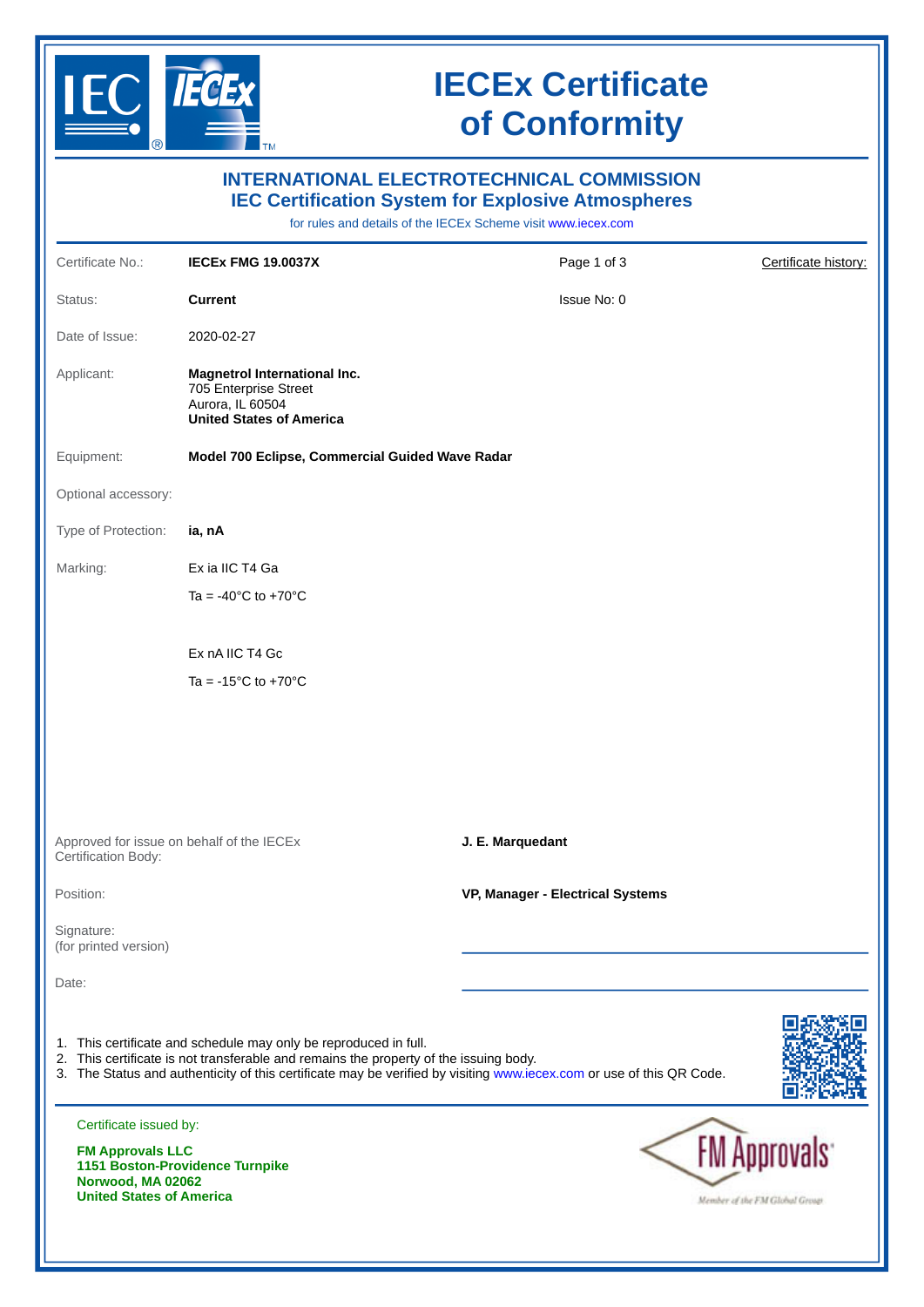# IECEx Certificate of Conformity

## INTERNATIONAL ELECTROTECHNICAL COMMISSION
## IEC Certification System for Explosive Atmospheres

for rules and details of the IECEx Scheme visit www.iecex.com

| | | | |
|---|---|---|---|
| Certificate No.: | **IECEx FMG 19.0037X** | Page 1 of 3 | Certificate history: |
| Status: | **Current** | Issue No: 0 | |
| Date of Issue: | 2020-02-27 | | |
| Applicant: | **Magnetrol International Inc.**<br>705 Enterprise Street<br>Aurora, IL 60504<br>**United States of America** | | |
| Equipment: | **Model 700 Eclipse, Commercial Guided Wave Radar** | | |
| Optional accessory: | | | |
| Type of Protection: | **ia, nA** | | |
| Marking: | Ex ia IIC T4 Ga<br>Ta = -40°C to +70°C<br><br>Ex nA IIC T4 Gc<br>Ta = -15°C to +70°C | | |

| | |
|---|---|
| Approved for issue on behalf of the IECEx Certification Body: | **J. E. Marquedant** |
| Position: | **VP, Manager - Electrical Systems** |
| Signature:<br>(for printed version) | |
| Date: | |

1. This certificate and schedule may only be reproduced in full.
2. This certificate is not transferable and remains the property of the issuing body.
3. The Status and authenticity of this certificate may be verified by visiting www.iecex.com or use of this QR Code.

Certificate issued by:

**FM Approvals LLC**
**1151 Boston-Providence Turnpike**
**Norwood, MA 02062**
**United States of America**

FM Approvals
Member of the FM Global Group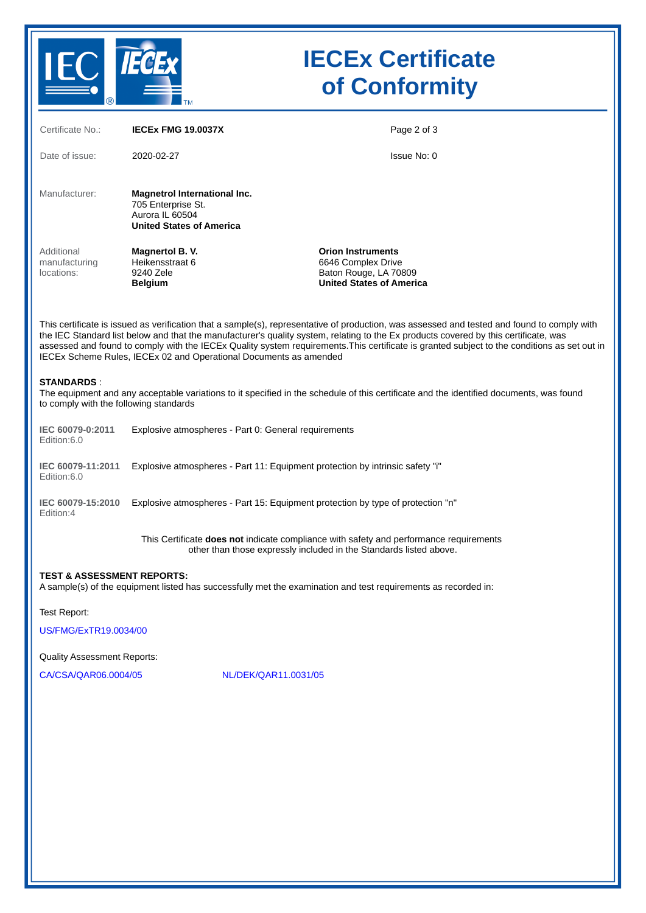# IECEx Certificate of Conformity

| | | | |
|---|---|---|---|
| Certificate No.: | **IECEx FMG 19.0037X** | | Page 2 of 3 |
| Date of issue: | 2020-02-27 | | Issue No: 0 |

| | | |
|---|---|---|
| Manufacturer: | **Magnetrol International Inc.**<br>705 Enterprise St.<br>Aurora IL 60504<br>**United States of America** | |
| Additional manufacturing locations: | **Magnertol B. V.**<br>Heikensstraat 6<br>9240 Zele<br>**Belgium** | **Orion Instruments**<br>6646 Complex Drive<br>Baton Rouge, LA 70809<br>**United States of America** |

This certificate is issued as verification that a sample(s), representative of production, was assessed and tested and found to comply with the IEC Standard list below and that the manufacturer's quality system, relating to the Ex products covered by this certificate, was assessed and found to comply with the IECEx Quality system requirements.This certificate is granted subject to the conditions as set out in IECEx Scheme Rules, IECEx 02 and Operational Documents as amended

**STANDARDS** :
The equipment and any acceptable variations to it specified in the schedule of this certificate and the identified documents, was found to comply with the following standards

| | |
|---|---|
| **IEC 60079-0:2011**<br>Edition:6.0 | Explosive atmospheres - Part 0: General requirements |
| **IEC 60079-11:2011**<br>Edition:6.0 | Explosive atmospheres - Part 11: Equipment protection by intrinsic safety "i" |
| **IEC 60079-15:2010**<br>Edition:4 | Explosive atmospheres - Part 15: Equipment protection by type of protection "n" |

This Certificate **does not** indicate compliance with safety and performance requirements other than those expressly included in the Standards listed above.

**TEST & ASSESSMENT REPORTS:**
A sample(s) of the equipment listed has successfully met the examination and test requirements as recorded in:

Test Report:

US/FMG/ExTR19.0034/00

Quality Assessment Reports:

CA/CSA/QAR06.0004/05 NL/DEK/QAR11.0031/05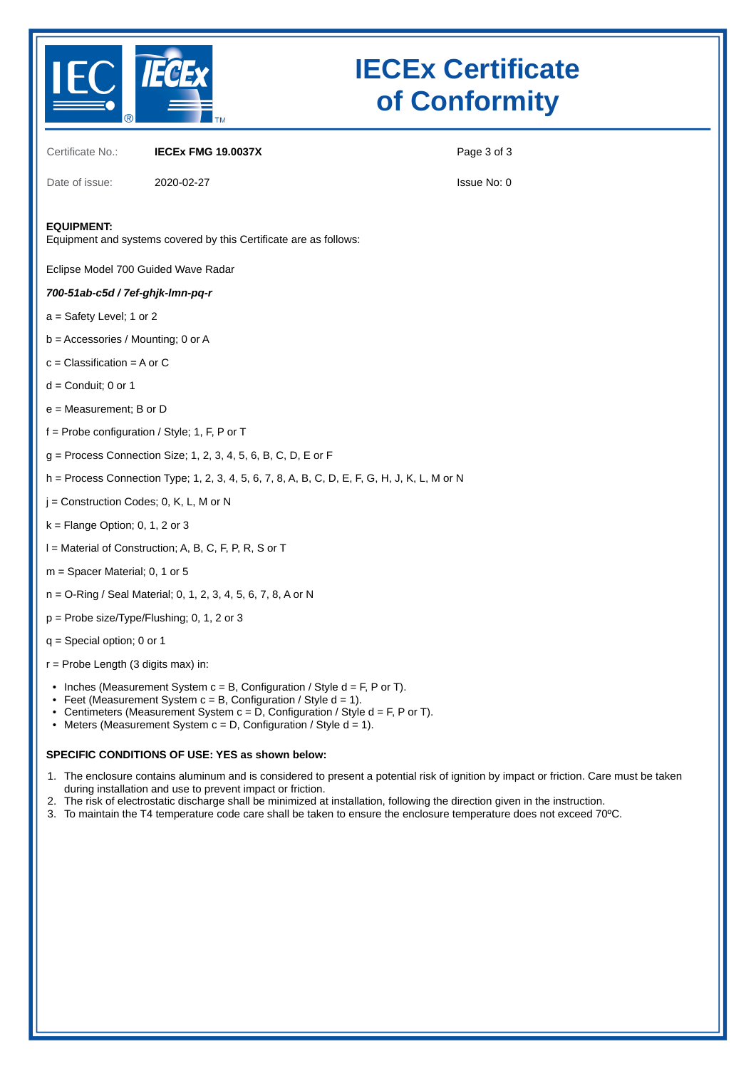# IECEx Certificate of Conformity

Certificate No.: **IECEx FMG 19.0037X**

Date of issue: 2020-02-27

Issue No: 0

**EQUIPMENT:**
Equipment and systems covered by this Certificate are as follows:

Eclipse Model 700 Guided Wave Radar

***700-51ab-c5d / 7ef-ghjk-lmn-pq-r***

a = Safety Level; 1 or 2

b = Accessories / Mounting; 0 or A

c = Classification = A or C

d = Conduit; 0 or 1

e = Measurement; B or D

f = Probe configuration / Style; 1, F, P or T

g = Process Connection Size; 1, 2, 3, 4, 5, 6, B, C, D, E or F

h = Process Connection Type; 1, 2, 3, 4, 5, 6, 7, 8, A, B, C, D, E, F, G, H, J, K, L, M or N

j = Construction Codes; 0, K, L, M or N

k = Flange Option; 0, 1, 2 or 3

l = Material of Construction; A, B, C, F, P, R, S or T

m = Spacer Material; 0, 1 or 5

n = O-Ring / Seal Material; 0, 1, 2, 3, 4, 5, 6, 7, 8, A or N

p = Probe size/Type/Flushing; 0, 1, 2 or 3

q = Special option; 0 or 1

r = Probe Length (3 digits max) in:

- Inches (Measurement System c = B, Configuration / Style d = F, P or T).
- Feet (Measurement System c = B, Configuration / Style d = 1).
- Centimeters (Measurement System c = D, Configuration / Style d = F, P or T).
- Meters (Measurement System c = D, Configuration / Style d = 1).

**SPECIFIC CONDITIONS OF USE: YES as shown below:**

1. The enclosure contains aluminum and is considered to present a potential risk of ignition by impact or friction. Care must be taken during installation and use to prevent impact or friction.
2. The risk of electrostatic discharge shall be minimized at installation, following the direction given in the instruction.
3. To maintain the T4 temperature code care shall be taken to ensure the enclosure temperature does not exceed 70ºC.